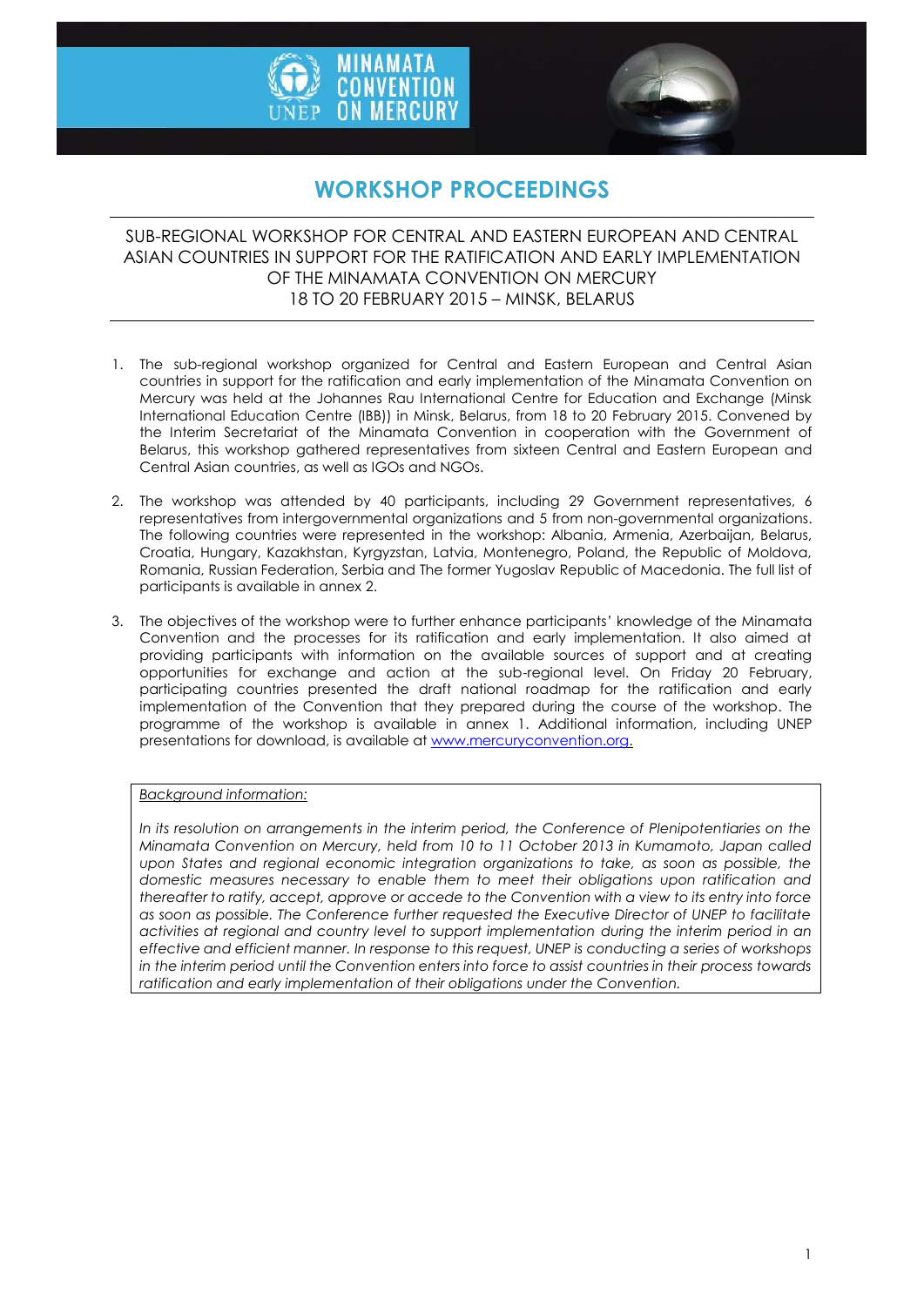MINAMATA CONVENTION ON MERCURY

UNEP

# WORKSHOP PROCEEDINGS

SUB-REGIONAL WORKSHOP FOR CENTRAL AND EASTERN EUROPEAN AND CENTRAL ASIAN COUNTRIES IN SUPPORT FOR THE RATIFICATION AND EARLY IMPLEMENTATION OF THE MINAMATA CONVENTION ON MERCURY
18 TO 20 FEBRUARY 2015 – MINSK, BELARUS

1. The sub-regional workshop organized for Central and Eastern European and Central Asian countries in support for the ratification and early implementation of the Minamata Convention on Mercury was held at the Johannes Rau International Centre for Education and Exchange (Minsk International Education Centre (IBB)) in Minsk, Belarus, from 18 to 20 February 2015. Convened by the Interim Secretariat of the Minamata Convention in cooperation with the Government of Belarus, this workshop gathered representatives from sixteen Central and Eastern European and Central Asian countries, as well as IGOs and NGOs.

2. The workshop was attended by 40 participants, including 29 Government representatives, 6 representatives from intergovernmental organizations and 5 from non-governmental organizations. The following countries were represented in the workshop: Albania, Armenia, Azerbaijan, Belarus, Croatia, Hungary, Kazakhstan, Kyrgyzstan, Latvia, Montenegro, Poland, the Republic of Moldova, Romania, Russian Federation, Serbia and The former Yugoslav Republic of Macedonia. The full list of participants is available in annex 2.

3. The objectives of the workshop were to further enhance participants' knowledge of the Minamata Convention and the processes for its ratification and early implementation. It also aimed at providing participants with information on the available sources of support and at creating opportunities for exchange and action at the sub-regional level. On Friday 20 February, participating countries presented the draft national roadmap for the ratification and early implementation of the Convention that they prepared during the course of the workshop. The programme of the workshop is available in annex 1. Additional information, including UNEP presentations for download, is available at [www.mercuryconvention.org](www.mercuryconvention.org).

<u>*Background information:*</u>

*In its resolution on arrangements in the interim period, the Conference of Plenipotentiaries on the Minamata Convention on Mercury, held from 10 to 11 October 2013 in Kumamoto, Japan called upon States and regional economic integration organizations to take, as soon as possible, the domestic measures necessary to enable them to meet their obligations upon ratification and thereafter to ratify, accept, approve or accede to the Convention with a view to its entry into force as soon as possible. The Conference further requested the Executive Director of UNEP to facilitate activities at regional and country level to support implementation during the interim period in an effective and efficient manner. In response to this request, UNEP is conducting a series of workshops in the interim period until the Convention enters into force to assist countries in their process towards ratification and early implementation of their obligations under the Convention.*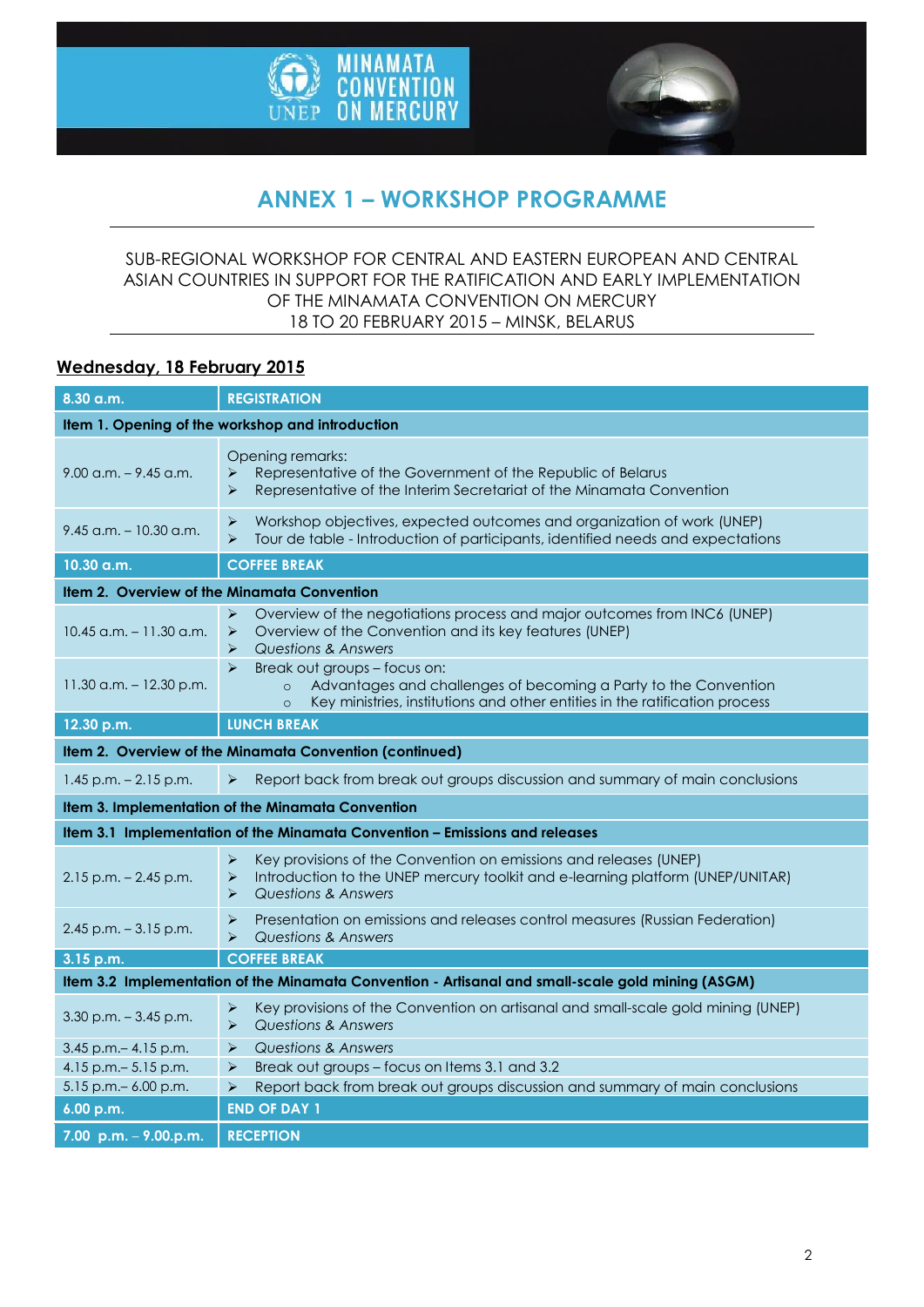# ANNEX 1 – WORKSHOP PROGRAMME

SUB-REGIONAL WORKSHOP FOR CENTRAL AND EASTERN EUROPEAN AND CENTRAL ASIAN COUNTRIES IN SUPPORT FOR THE RATIFICATION AND EARLY IMPLEMENTATION OF THE MINAMATA CONVENTION ON MERCURY
18 TO 20 FEBRUARY 2015 – MINSK, BELARUS

## Wednesday, 18 February 2015

| 8.30 a.m. | REGISTRATION |
|---|---|
| **Item 1. Opening of the workshop and introduction** | |
| 9.00 a.m. – 9.45 a.m. | Opening remarks:<br>➢ Representative of the Government of the Republic of Belarus<br>➢ Representative of the Interim Secretariat of the Minamata Convention |
| 9.45 a.m. – 10.30 a.m. | ➢ Workshop objectives, expected outcomes and organization of work (UNEP)<br>➢ Tour de table - Introduction of participants, identified needs and expectations |
| **10.30 a.m.** | **COFFEE BREAK** |
| **Item 2. Overview of the Minamata Convention** | |
| 10.45 a.m. – 11.30 a.m. | ➢ Overview of the negotiations process and major outcomes from INC6 (UNEP)<br>➢ Overview of the Convention and its key features (UNEP)<br>➢ *Questions & Answers* |
| 11.30 a.m. – 12.30 p.m. | ➢ Break out groups – focus on:<br>○ Advantages and challenges of becoming a Party to the Convention<br>○ Key ministries, institutions and other entities in the ratification process |
| **12.30 p.m.** | **LUNCH BREAK** |
| **Item 2. Overview of the Minamata Convention (continued)** | |
| 1.45 p.m. – 2.15 p.m. | ➢ Report back from break out groups discussion and summary of main conclusions |
| **Item 3. Implementation of the Minamata Convention** | |
| **Item 3.1 Implementation of the Minamata Convention – Emissions and releases** | |
| 2.15 p.m. – 2.45 p.m. | ➢ Key provisions of the Convention on emissions and releases (UNEP)<br>➢ Introduction to the UNEP mercury toolkit and e-learning platform (UNEP/UNITAR)<br>➢ *Questions & Answers* |
| 2.45 p.m. – 3.15 p.m. | ➢ Presentation on emissions and releases control measures (Russian Federation)<br>➢ *Questions & Answers* |
| **3.15 p.m.** | **COFFEE BREAK** |
| **Item 3.2 Implementation of the Minamata Convention - Artisanal and small-scale gold mining (ASGM)** | |
| 3.30 p.m. – 3.45 p.m. | ➢ Key provisions of the Convention on artisanal and small-scale gold mining (UNEP)<br>➢ *Questions & Answers* |
| 3.45 p.m.– 4.15 p.m. | ➢ *Questions & Answers* |
| 4.15 p.m.– 5.15 p.m. | ➢ Break out groups – focus on Items 3.1 and 3.2 |
| 5.15 p.m.– 6.00 p.m. | ➢ Report back from break out groups discussion and summary of main conclusions |
| **6.00 p.m.** | **END OF DAY 1** |
| **7.00 p.m. – 9.00.p.m.** | **RECEPTION** |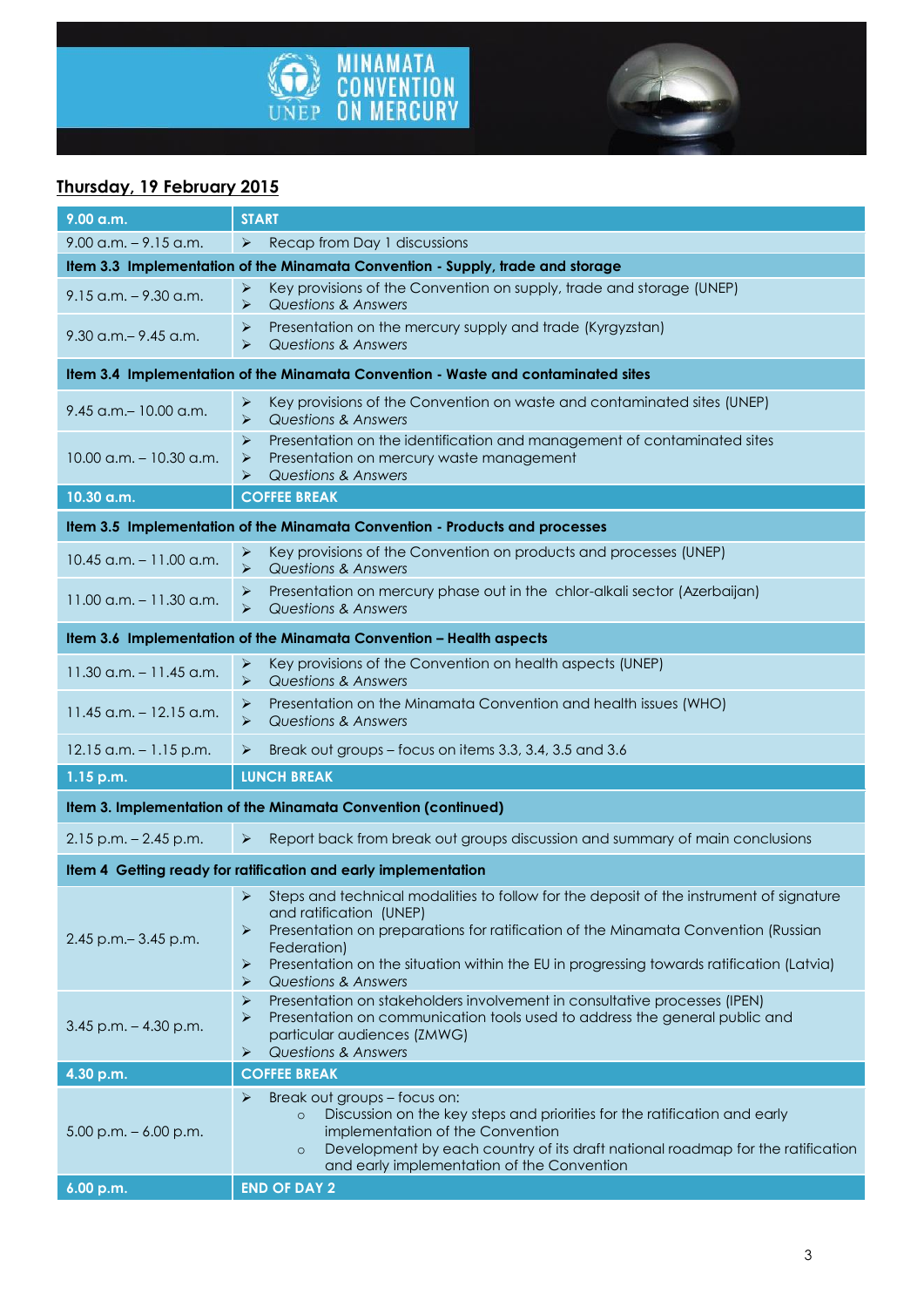## Thursday, 19 February 2015

| 9.00 a.m. | START |
|---|---|
| 9.00 a.m. – 9.15 a.m. | ➢ Recap from Day 1 discussions |
| **Item 3.3 Implementation of the Minamata Convention - Supply, trade and storage** | |
| 9.15 a.m. – 9.30 a.m. | ➢ Key provisions of the Convention on supply, trade and storage (UNEP)<br>➢ *Questions & Answers* |
| 9.30 a.m.– 9.45 a.m. | ➢ Presentation on the mercury supply and trade (Kyrgyzstan)<br>➢ *Questions & Answers* |
| **Item 3.4 Implementation of the Minamata Convention - Waste and contaminated sites** | |
| 9.45 a.m.– 10.00 a.m. | ➢ Key provisions of the Convention on waste and contaminated sites (UNEP)<br>➢ *Questions & Answers* |
| 10.00 a.m. – 10.30 a.m. | ➢ Presentation on the identification and management of contaminated sites<br>➢ Presentation on mercury waste management<br>➢ *Questions & Answers* |
| **10.30 a.m.** | **COFFEE BREAK** |
| **Item 3.5 Implementation of the Minamata Convention - Products and processes** | |
| 10.45 a.m. – 11.00 a.m. | ➢ Key provisions of the Convention on products and processes (UNEP)<br>➢ *Questions & Answers* |
| 11.00 a.m. – 11.30 a.m. | ➢ Presentation on mercury phase out in the chlor-alkali sector (Azerbaijan)<br>➢ *Questions & Answers* |
| **Item 3.6 Implementation of the Minamata Convention – Health aspects** | |
| 11.30 a.m. – 11.45 a.m. | ➢ Key provisions of the Convention on health aspects (UNEP)<br>➢ *Questions & Answers* |
| 11.45 a.m. – 12.15 a.m. | ➢ Presentation on the Minamata Convention and health issues (WHO)<br>➢ *Questions & Answers* |
| 12.15 a.m. – 1.15 p.m. | ➢ Break out groups – focus on items 3.3, 3.4, 3.5 and 3.6 |
| **1.15 p.m.** | **LUNCH BREAK** |
| **Item 3. Implementation of the Minamata Convention (continued)** | |
| 2.15 p.m. – 2.45 p.m. | ➢ Report back from break out groups discussion and summary of main conclusions |
| **Item 4 Getting ready for ratification and early implementation** | |
| 2.45 p.m.– 3.45 p.m. | ➢ Steps and technical modalities to follow for the deposit of the instrument of signature and ratification (UNEP)<br>➢ Presentation on preparations for ratification of the Minamata Convention (Russian Federation)<br>➢ Presentation on the situation within the EU in progressing towards ratification (Latvia)<br>➢ *Questions & Answers* |
| 3.45 p.m. – 4.30 p.m. | ➢ Presentation on stakeholders involvement in consultative processes (IPEN)<br>➢ Presentation on communication tools used to address the general public and particular audiences (ZMWG)<br>➢ *Questions & Answers* |
| **4.30 p.m.** | **COFFEE BREAK** |
| 5.00 p.m. – 6.00 p.m. | ➢ Break out groups – focus on:<br>○ Discussion on the key steps and priorities for the ratification and early implementation of the Convention<br>○ Development by each country of its draft national roadmap for the ratification and early implementation of the Convention |
| **6.00 p.m.** | **END OF DAY 2** |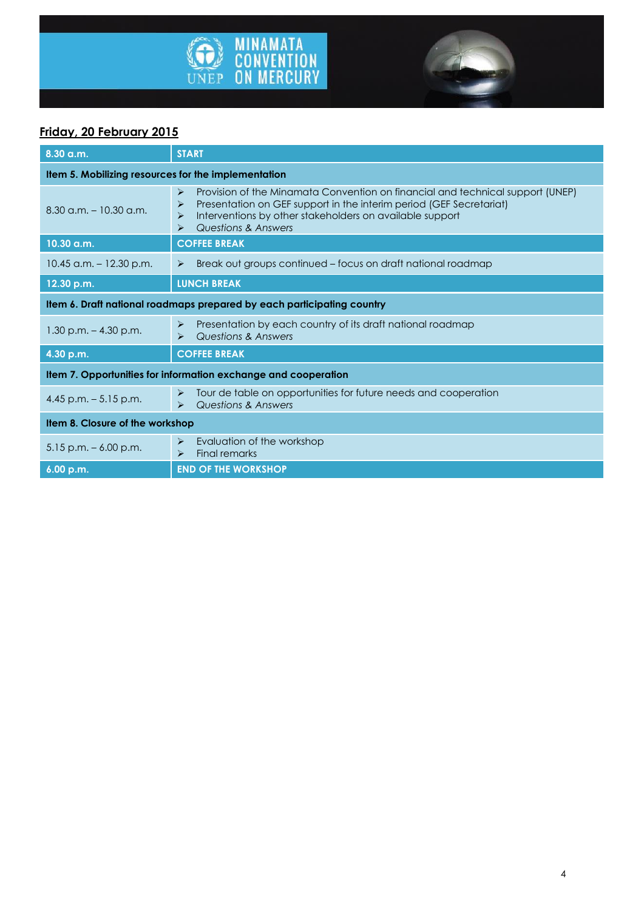## Friday, 20 February 2015

| 8.30 a.m. | START |
|---|---|
| **Item 5. Mobilizing resources for the implementation** | |
| 8.30 a.m. – 10.30 a.m. | ➢ Provision of the Minamata Convention on financial and technical support (UNEP)<br>➢ Presentation on GEF support in the interim period (GEF Secretariat)<br>➢ Interventions by other stakeholders on available support<br>➢ *Questions & Answers* |
| 10.30 a.m. | COFFEE BREAK |
| 10.45 a.m. – 12.30 p.m. | ➢ Break out groups continued – focus on draft national roadmap |
| 12.30 p.m. | LUNCH BREAK |
| **Item 6. Draft national roadmaps prepared by each participating country** | |
| 1.30 p.m. – 4.30 p.m. | ➢ Presentation by each country of its draft national roadmap<br>➢ *Questions & Answers* |
| 4.30 p.m. | COFFEE BREAK |
| **Item 7. Opportunities for information exchange and cooperation** | |
| 4.45 p.m. – 5.15 p.m. | ➢ Tour de table on opportunities for future needs and cooperation<br>➢ *Questions & Answers* |
| **Item 8. Closure of the workshop** | |
| 5.15 p.m. – 6.00 p.m. | ➢ Evaluation of the workshop<br>➢ Final remarks |
| 6.00 p.m. | END OF THE WORKSHOP |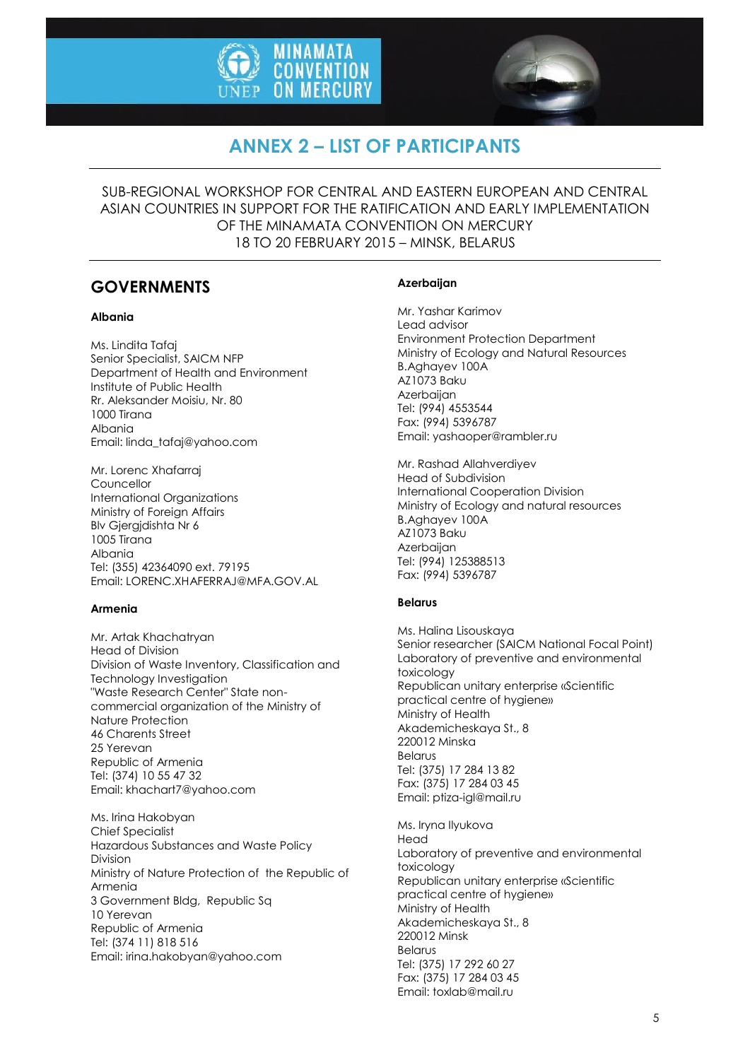# ANNEX 2 – LIST OF PARTICIPANTS

SUB-REGIONAL WORKSHOP FOR CENTRAL AND EASTERN EUROPEAN AND CENTRAL ASIAN COUNTRIES IN SUPPORT FOR THE RATIFICATION AND EARLY IMPLEMENTATION OF THE MINAMATA CONVENTION ON MERCURY
18 TO 20 FEBRUARY 2015 – MINSK, BELARUS

## GOVERNMENTS

### Albania

Ms. Lindita Tafaj
Senior Specialist, SAICM NFP
Department of Health and Environment
Institute of Public Health
Rr. Aleksander Moisiu, Nr. 80
1000 Tirana
Albania
Email: linda_tafaj@yahoo.com

Mr. Lorenc Xhafarraj
Councellor
International Organizations
Ministry of Foreign Affairs
Blv Gjergjdishta Nr 6
1005 Tirana
Albania
Tel: (355) 42364090 ext. 79195
Email: LORENC.XHAFERRAJ@MFA.GOV.AL

### Armenia

Mr. Artak Khachatryan
Head of Division
Division of Waste Inventory, Classification and Technology Investigation
"Waste Research Center" State non-commercial organization of the Ministry of Nature Protection
46 Charents Street
25 Yerevan
Republic of Armenia
Tel: (374) 10 55 47 32
Email: khachart7@yahoo.com

Ms. Irina Hakobyan
Chief Specialist
Hazardous Substances and Waste Policy Division
Ministry of Nature Protection of the Republic of Armenia
3 Government Bldg, Republic Sq
10 Yerevan
Republic of Armenia
Tel: (374 11) 818 516
Email: irina.hakobyan@yahoo.com

### Azerbaijan

Mr. Yashar Karimov
Lead advisor
Environment Protection Department
Ministry of Ecology and Natural Resources
B.Aghayev 100A
AZ1073 Baku
Azerbaijan
Tel: (994) 4553544
Fax: (994) 5396787
Email: yashaoper@rambler.ru

Mr. Rashad Allahverdiyev
Head of Subdivision
International Cooperation Division
Ministry of Ecology and natural resources
B.Aghayev 100A
AZ1073 Baku
Azerbaijan
Tel: (994) 125388513
Fax: (994) 5396787

### Belarus

Ms. Halina Lisouskaya
Senior researcher (SAICM National Focal Point)
Laboratory of preventive and environmental toxicology
Republican unitary enterprise «Scientific practical centre of hygiene»
Ministry of Health
Akademicheskaya St., 8
220012 Minska
Belarus
Tel: (375) 17 284 13 82
Fax: (375) 17 284 03 45
Email: ptiza-igl@mail.ru

Ms. Iryna Ilyukova
Head
Laboratory of preventive and environmental toxicology
Republican unitary enterprise «Scientific practical centre of hygiene»
Ministry of Health
Akademicheskaya St., 8
220012 Minsk
Belarus
Tel: (375) 17 292 60 27
Fax: (375) 17 284 03 45
Email: toxlab@mail.ru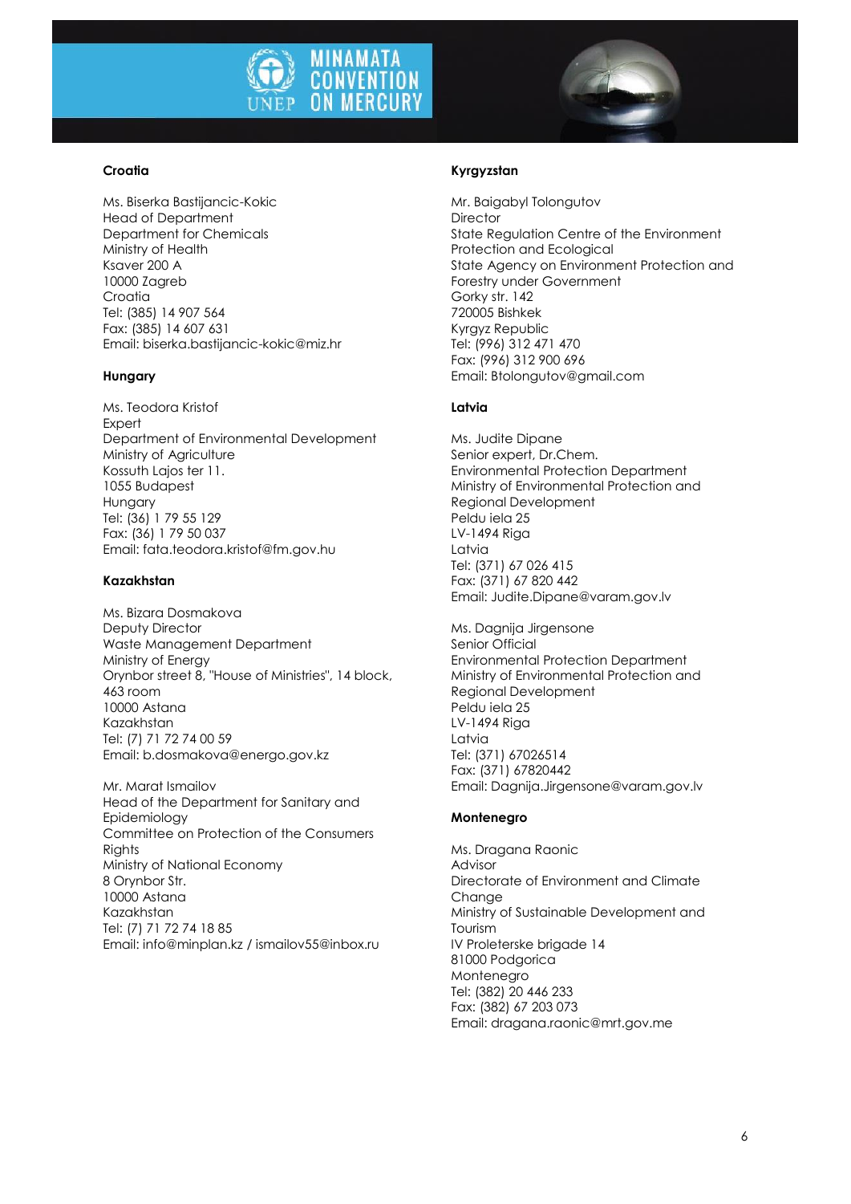**Croatia**

Ms. Biserka Bastijancic-Kokic
Head of Department
Department for Chemicals
Ministry of Health
Ksaver 200 A
10000 Zagreb
Croatia
Tel: (385) 14 907 564
Fax: (385) 14 607 631
Email: biserka.bastijancic-kokic@miz.hr

**Hungary**

Ms. Teodora Kristof
Expert
Department of Environmental Development
Ministry of Agriculture
Kossuth Lajos ter 11.
1055 Budapest
Hungary
Tel: (36) 1 79 55 129
Fax: (36) 1 79 50 037
Email: fata.teodora.kristof@fm.gov.hu

**Kazakhstan**

Ms. Bizara Dosmakova
Deputy Director
Waste Management Department
Ministry of Energy
Orynbor street 8, "House of Ministries", 14 block, 463 room
10000 Astana
Kazakhstan
Tel: (7) 71 72 74 00 59
Email: b.dosmakova@energo.gov.kz

Mr. Marat Ismailov
Head of the Department for Sanitary and Epidemiology
Committee on Protection of the Consumers Rights
Ministry of National Economy
8 Orynbor Str.
10000 Astana
Kazakhstan
Tel: (7) 71 72 74 18 85
Email: info@minplan.kz / ismailov55@inbox.ru

**Kyrgyzstan**

Mr. Baigabyl Tolongutov
Director
State Regulation Centre of the Environment Protection and Ecological
State Agency on Environment Protection and Forestry under Government
Gorky str. 142
720005 Bishkek
Kyrgyz Republic
Tel: (996) 312 471 470
Fax: (996) 312 900 696
Email: Btolongutov@gmail.com

**Latvia**

Ms. Judite Dipane
Senior expert, Dr.Chem.
Environmental Protection Department
Ministry of Environmental Protection and Regional Development
Peldu iela 25
LV-1494 Riga
Latvia
Tel: (371) 67 026 415
Fax: (371) 67 820 442
Email: Judite.Dipane@varam.gov.lv

Ms. Dagnija Jirgensone
Senior Official
Environmental Protection Department
Ministry of Environmental Protection and Regional Development
Peldu iela 25
LV-1494 Riga
Latvia
Tel: (371) 67026514
Fax: (371) 67820442
Email: Dagnija.Jirgensone@varam.gov.lv

**Montenegro**

Ms. Dragana Raonic
Advisor
Directorate of Environment and Climate Change
Ministry of Sustainable Development and Tourism
IV Proleterske brigade 14
81000 Podgorica
Montenegro
Tel: (382) 20 446 233
Fax: (382) 67 203 073
Email: dragana.raonic@mrt.gov.me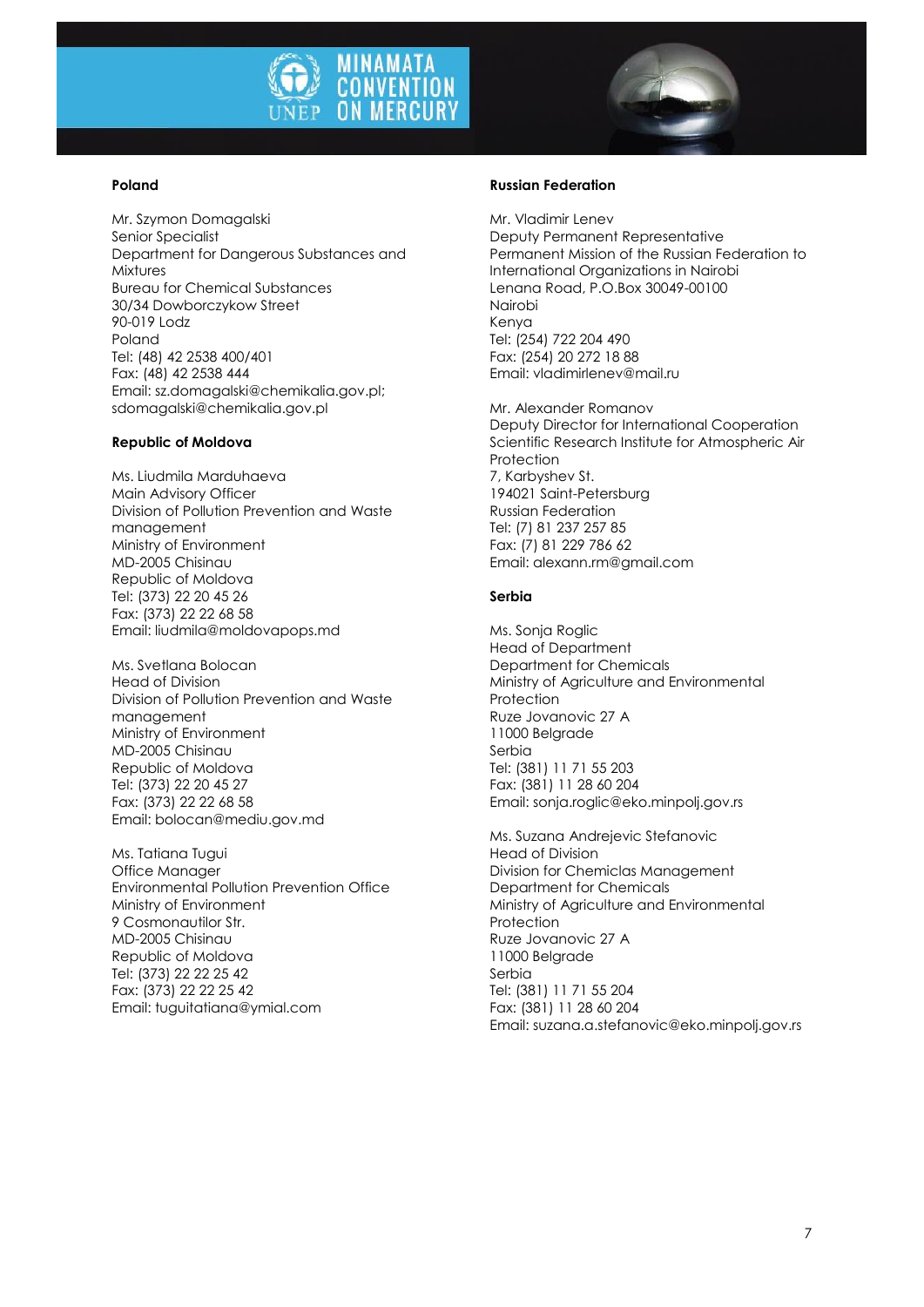**Poland**

Mr. Szymon Domagalski
Senior Specialist
Department for Dangerous Substances and Mixtures
Bureau for Chemical Substances
30/34 Dowborczykow Street
90-019 Lodz
Poland
Tel: (48) 42 2538 400/401
Fax: (48) 42 2538 444
Email: sz.domagalski@chemikalia.gov.pl; sdomagalski@chemikalia.gov.pl

**Republic of Moldova**

Ms. Liudmila Marduhaeva
Main Advisory Officer
Division of Pollution Prevention and Waste management
Ministry of Environment
MD-2005 Chisinau
Republic of Moldova
Tel: (373) 22 20 45 26
Fax: (373) 22 22 68 58
Email: liudmila@moldovapops.md

Ms. Svetlana Bolocan
Head of Division
Division of Pollution Prevention and Waste management
Ministry of Environment
MD-2005 Chisinau
Republic of Moldova
Tel: (373) 22 20 45 27
Fax: (373) 22 22 68 58
Email: bolocan@mediu.gov.md

Ms. Tatiana Tugui
Office Manager
Environmental Pollution Prevention Office
Ministry of Environment
9 Cosmonautilor Str.
MD-2005 Chisinau
Republic of Moldova
Tel: (373) 22 22 25 42
Fax: (373) 22 22 25 42
Email: tuguitatiana@ymial.com

**Russian Federation**

Mr. Vladimir Lenev
Deputy Permanent Representative
Permanent Mission of the Russian Federation to International Organizations in Nairobi
Lenana Road, P.O.Box 30049-00100
Nairobi
Kenya
Tel: (254) 722 204 490
Fax: (254) 20 272 18 88
Email: vladimirlenev@mail.ru

Mr. Alexander Romanov
Deputy Director for International Cooperation
Scientific Research Institute for Atmospheric Air Protection
7, Karbyshev St.
194021 Saint-Petersburg
Russian Federation
Tel: (7) 81 237 257 85
Fax: (7) 81 229 786 62
Email: alexann.rm@gmail.com

**Serbia**

Ms. Sonja Roglic
Head of Department
Department for Chemicals
Ministry of Agriculture and Environmental Protection
Ruze Jovanovic 27 A
11000 Belgrade
Serbia
Tel: (381) 11 71 55 203
Fax: (381) 11 28 60 204
Email: sonja.roglic@eko.minpolj.gov.rs

Ms. Suzana Andrejevic Stefanovic
Head of Division
Division for Chemiclas Management
Department for Chemicals
Ministry of Agriculture and Environmental Protection
Ruze Jovanovic 27 A
11000 Belgrade
Serbia
Tel: (381) 11 71 55 204
Fax: (381) 11 28 60 204
Email: suzana.a.stefanovic@eko.minpolj.gov.rs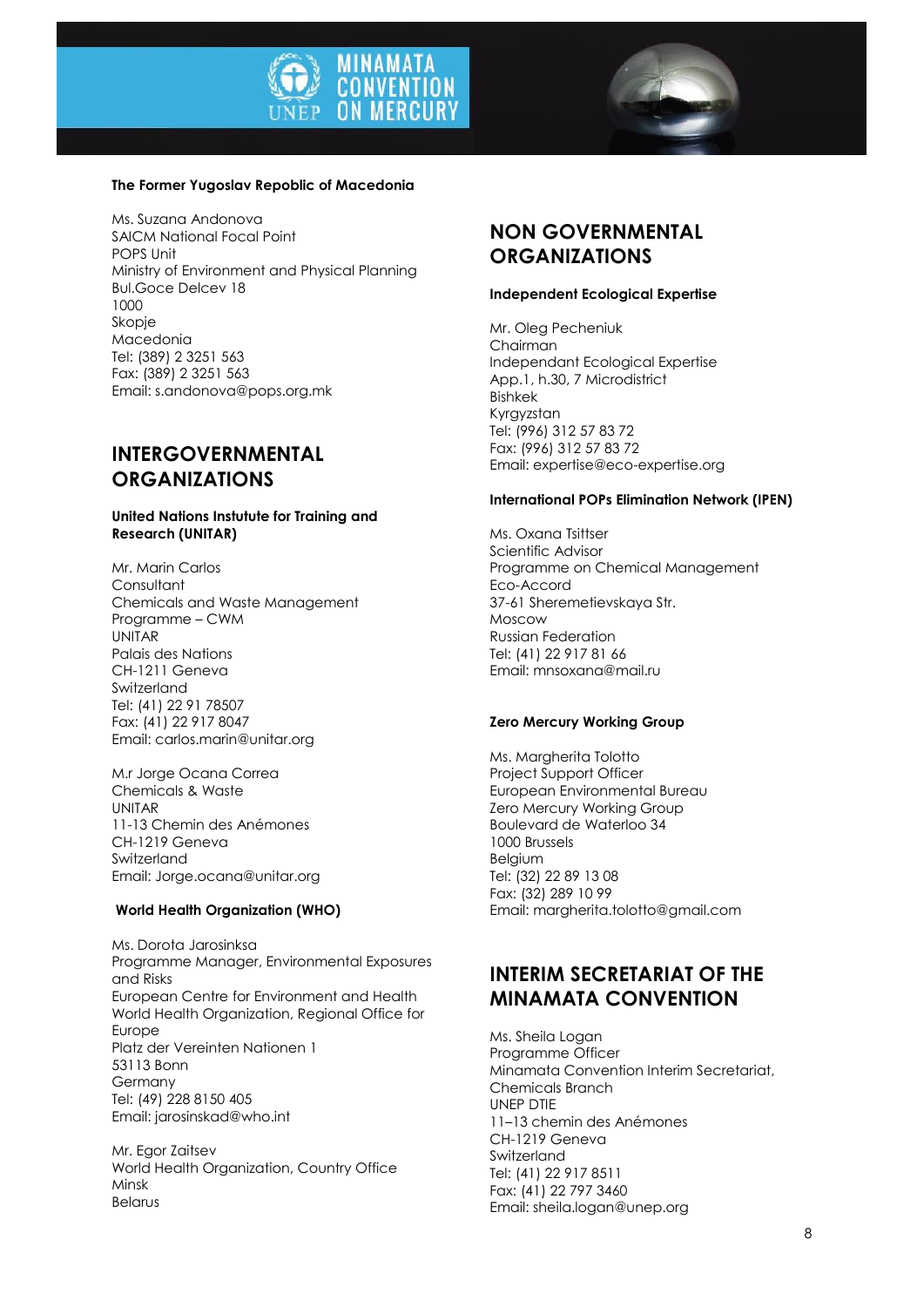**The Former Yugoslav Republic of Macedonia**

Ms. Suzana Andonova
SAICM National Focal Point
POPS Unit
Ministry of Environment and Physical Planning
Bul.Goce Delcev 18
1000
Skopje
Macedonia
Tel: (389) 2 3251 563
Fax: (389) 2 3251 563
Email: s.andonova@pops.org.mk

## INTERGOVERNMENTAL ORGANIZATIONS

**United Nations Instutute for Training and Research (UNITAR)**

Mr. Marin Carlos
Consultant
Chemicals and Waste Management Programme – CWM
UNITAR
Palais des Nations
CH-1211 Geneva
Switzerland
Tel: (41) 22 91 78507
Fax: (41) 22 917 8047
Email: carlos.marin@unitar.org

M.r Jorge Ocana Correa
Chemicals & Waste
UNITAR
11-13 Chemin des Anémones
CH-1219 Geneva
Switzerland
Email: Jorge.ocana@unitar.org

**World Health Organization (WHO)**

Ms. Dorota Jarosinksa
Programme Manager, Environmental Exposures and Risks
European Centre for Environment and Health
World Health Organization, Regional Office for Europe
Platz der Vereinten Nationen 1
53113 Bonn
Germany
Tel: (49) 228 8150 405
Email: jarosinskad@who.int

Mr. Egor Zaitsev
World Health Organization, Country Office
Minsk
Belarus

## NON GOVERNMENTAL ORGANIZATIONS

**Independent Ecological Expertise**

Mr. Oleg Pecheniuk
Chairman
Independant Ecological Expertise
App.1, h.30, 7 Microdistrict
Bishkek
Kyrgyzstan
Tel: (996) 312 57 83 72
Fax: (996) 312 57 83 72
Email: expertise@eco-expertise.org

**International POPs Elimination Network (IPEN)**

Ms. Oxana Tsittser
Scientific Advisor
Programme on Chemical Management
Eco-Accord
37-61 Sheremetievskaya Str.
Moscow
Russian Federation
Tel: (41) 22 917 81 66
Email: mnsoxana@mail.ru

**Zero Mercury Working Group**

Ms. Margherita Tolotto
Project Support Officer
European Environmental Bureau
Zero Mercury Working Group
Boulevard de Waterloo 34
1000 Brussels
Belgium
Tel: (32) 22 89 13 08
Fax: (32) 289 10 99
Email: margherita.tolotto@gmail.com

## INTERIM SECRETARIAT OF THE MINAMATA CONVENTION

Ms. Sheila Logan
Programme Officer
Minamata Convention Interim Secretariat, Chemicals Branch
UNEP DTIE
11–13 chemin des Anémones
CH-1219 Geneva
Switzerland
Tel: (41) 22 917 8511
Fax: (41) 22 797 3460
Email: sheila.logan@unep.org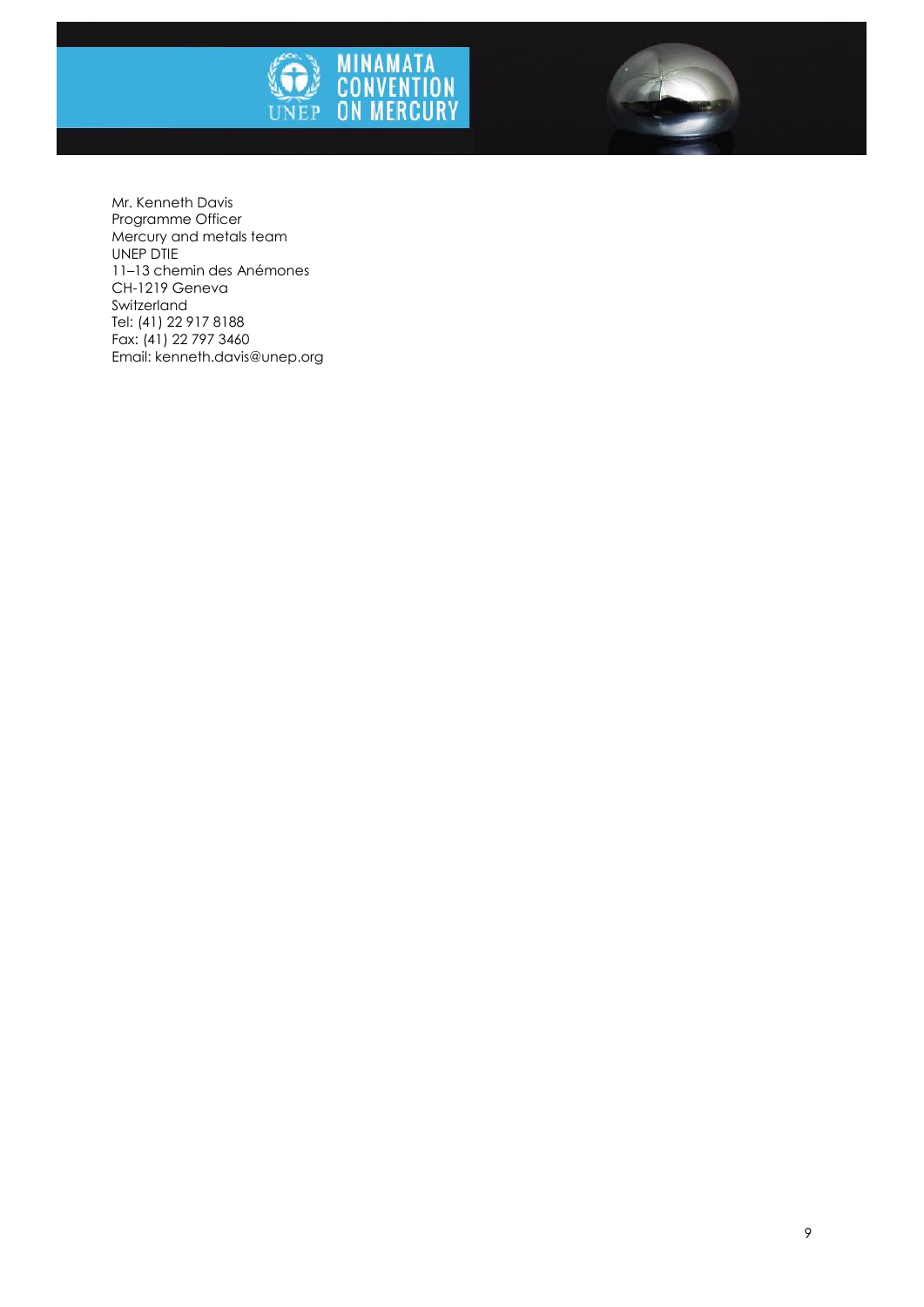MINAMATA CONVENTION ON MERCURY

Mr. Kenneth Davis
Programme Officer
Mercury and metals team
UNEP DTIE
11–13 chemin des Anémones
CH-1219 Geneva
Switzerland
Tel: (41) 22 917 8188
Fax: (41) 22 797 3460
Email: kenneth.davis@unep.org